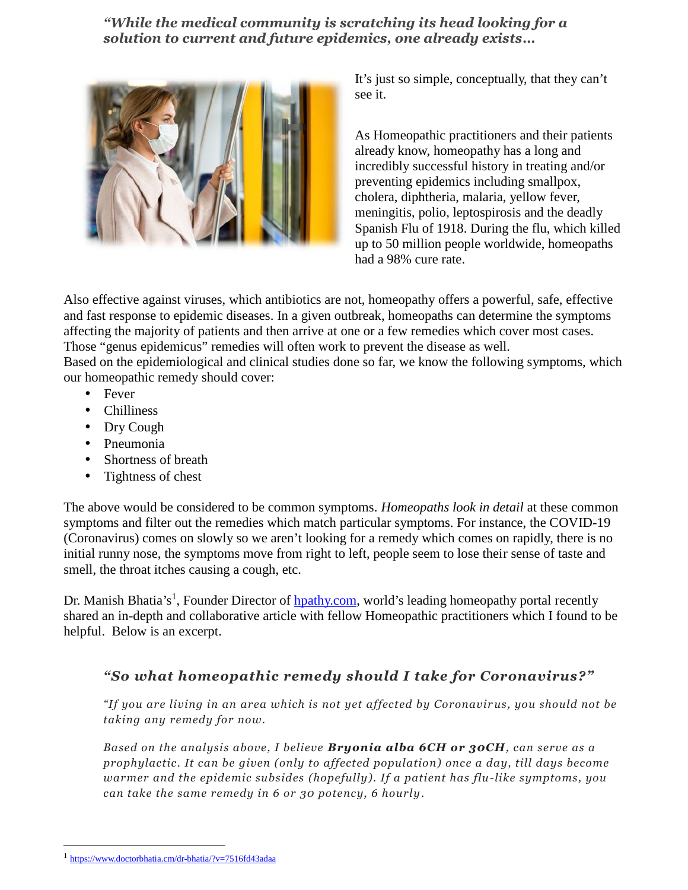*"While the medical community is scratching its head looking for a solution to current and future epidemics, one already exists…*

It's just so simple, conceptually, that they can't see it.

As Homeopathic practitioners and their patients already know, homeopathy has a long and incredibly successful history in treating and/or preventing epidemics including smallpox, cholera, diphtheria, malaria, yellow fever, meningitis, polio, leptospirosis and the deadly Spanish Flu of 1918. During the flu, which killed up to 50 million people worldwide, homeopaths had a 98% cure rate.

Also effective against viruses, which antibiotics are not, homeopathy offers a powerful, safe, effective and fast response to epidemic diseases. In a given outbreak, homeopaths can determine the symptoms affecting the majority of patients and then arrive at one or a few remedies which cover most cases. Those "genus epidemicus" remedies will often work to prevent the disease as well.
Based on the epidemiological and clinical studies done so far, we know the following symptoms, which our homeopathic remedy should cover:

- Fever
- Chilliness
- Dry Cough
- Pneumonia
- Shortness of breath
- Tightness of chest

The above would be considered to be common symptoms. *Homeopaths look in detail* at these common symptoms and filter out the remedies which match particular symptoms. For instance, the COVID-19 (Coronavirus) comes on slowly so we aren't looking for a remedy which comes on rapidly, there is no initial runny nose, the symptoms move from right to left, people seem to lose their sense of taste and smell, the throat itches causing a cough, etc.

Dr. Manish Bhatia's[1], Founder Director of [hpathy.com](hpathy.com), world's leading homeopathy portal recently shared an in-depth and collaborative article with fellow Homeopathic practitioners which I found to be helpful. Below is an excerpt.

> ***"So what homeopathic remedy should I take for Coronavirus?"***
>
> *"If you are living in an area which is not yet affected by Coronavirus, you should not be taking any remedy for now.*
>
> *Based on the analysis above, I believe **Bryonia alba 6CH or 30CH**, can serve as a prophylactic. It can be given (only to affected population) once a day, till days become warmer and the epidemic subsides (hopefully). If a patient has flu-like symptoms, you can take the same remedy in 6 or 30 potency, 6 hourly.*

---

[1] https://www.doctorbhatia.cm/dr-bhatia/?v=7516fd43adaa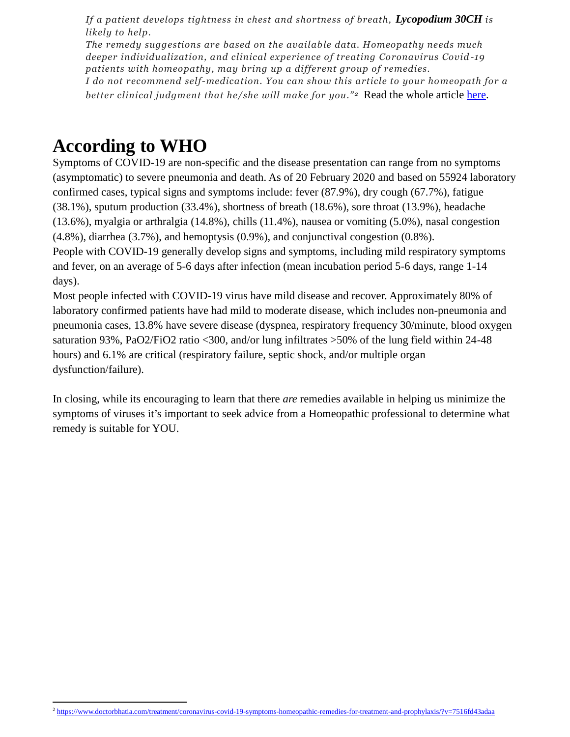*If a patient develops tightness in chest and shortness of breath,* ***Lycopodium 30CH*** *is likely to help.*
*The remedy suggestions are based on the available data. Homeopathy needs much deeper individualization, and clinical experience of treating Coronavirus Covid-19 patients with homeopathy, may bring up a different group of remedies.*
*I do not recommend self-medication. You can show this article to your homeopath for a better clinical judgment that he/she will make for you."*[2] Read the whole article here.

# According to WHO

Symptoms of COVID-19 are non-specific and the disease presentation can range from no symptoms (asymptomatic) to severe pneumonia and death. As of 20 February 2020 and based on 55924 laboratory confirmed cases, typical signs and symptoms include: fever (87.9%), dry cough (67.7%), fatigue (38.1%), sputum production (33.4%), shortness of breath (18.6%), sore throat (13.9%), headache (13.6%), myalgia or arthralgia (14.8%), chills (11.4%), nausea or vomiting (5.0%), nasal congestion (4.8%), diarrhea (3.7%), and hemoptysis (0.9%), and conjunctival congestion (0.8%).
People with COVID-19 generally develop signs and symptoms, including mild respiratory symptoms and fever, on an average of 5-6 days after infection (mean incubation period 5-6 days, range 1-14 days).
Most people infected with COVID-19 virus have mild disease and recover. Approximately 80% of laboratory confirmed patients have had mild to moderate disease, which includes non-pneumonia and pneumonia cases, 13.8% have severe disease (dyspnea, respiratory frequency 30/minute, blood oxygen saturation 93%, PaO2/FiO2 ratio <300, and/or lung infiltrates >50% of the lung field within 24-48 hours) and 6.1% are critical (respiratory failure, septic shock, and/or multiple organ dysfunction/failure).

In closing, while its encouraging to learn that there *are* remedies available in helping us minimize the symptoms of viruses it's important to seek advice from a Homeopathic professional to determine what remedy is suitable for YOU.

[2] https://www.doctorbhatia.com/treatment/coronavirus-covid-19-symptoms-homeopathic-remedies-for-treatment-and-prophylaxis/?v=7516fd43adaa